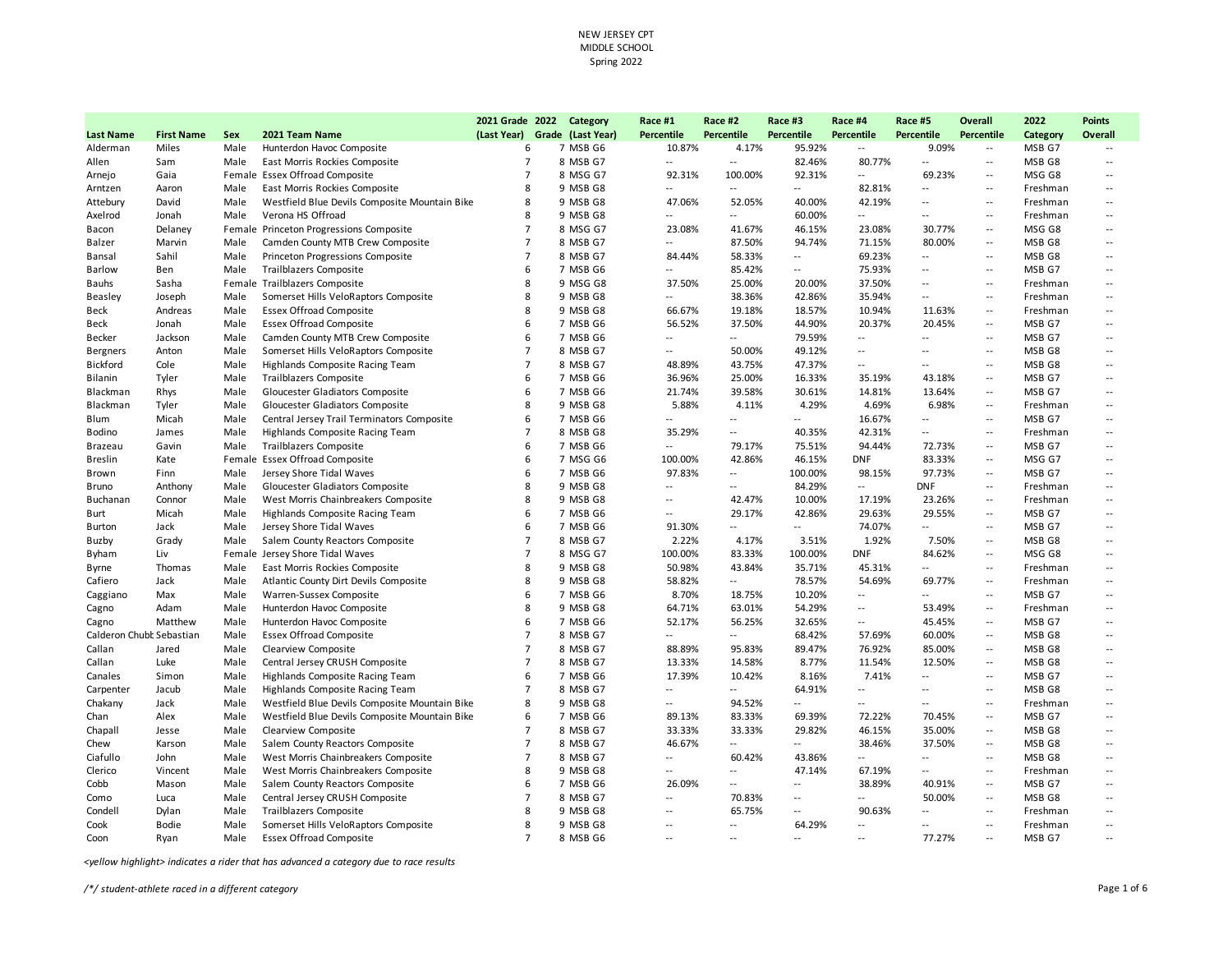NEW JERSEY CPT
MIDDLE SCHOOL
Spring 2022

| Last Name | First Name | Sex | 2021 Team Name | 2021 Grade (Last Year) | 2022 Grade | Category (Last Year) | Race #1 Percentile | Race #2 Percentile | Race #3 Percentile | Race #4 Percentile | Race #5 Percentile | Overall Percentile | 2022 Category | Points Overall |
|---|---|---|---|---|---|---|---|---|---|---|---|---|---|---|
| Alderman | Miles | Male | Hunterdon Havoc Composite | 6 | 7 | MSB G6 | 10.87% | 4.17% | 95.92% | -- | 9.09% | -- | MSB G7 | -- |
| Allen | Sam | Male | East Morris Rockies Composite | 7 | 8 | MSB G7 | -- | -- | 82.46% | 80.77% | -- | -- | MSB G8 | -- |
| Arnejo | Gaia | Female | Essex Offroad Composite | 7 | 8 | MSG G7 | 92.31% | 100.00% | 92.31% | -- | 69.23% | -- | MSG G8 | -- |
| Arntzen | Aaron | Male | East Morris Rockies Composite | 8 | 9 | MSB G8 | -- | -- | -- | 82.81% | -- | -- | Freshman | -- |
| Attebury | David | Male | Westfield Blue Devils Composite Mountain Bike | 8 | 9 | MSB G8 | 47.06% | 52.05% | 40.00% | 42.19% | -- | -- | Freshman | -- |
| Axelrod | Jonah | Male | Verona HS Offroad | 8 | 9 | MSB G8 | -- | -- | 60.00% | -- | -- | -- | Freshman | -- |
| Bacon | Delaney | Female | Princeton Progressions Composite | 7 | 8 | MSG G7 | 23.08% | 41.67% | 46.15% | 23.08% | 30.77% | -- | MSG G8 | -- |
| Balzer | Marvin | Male | Camden County MTB Crew Composite | 7 | 8 | MSB G7 | -- | 87.50% | 94.74% | 71.15% | 80.00% | -- | MSB G8 | -- |
| Bansal | Sahil | Male | Princeton Progressions Composite | 7 | 8 | MSB G7 | 84.44% | 58.33% | -- | 69.23% | -- | -- | MSB G8 | -- |
| Barlow | Ben | Male | Trailblazers Composite | 6 | 7 | MSB G6 | -- | 85.42% | -- | 75.93% | -- | -- | MSB G7 | -- |
| Bauhs | Sasha | Female | Trailblazers Composite | 8 | 9 | MSG G8 | 37.50% | 25.00% | 20.00% | 37.50% | -- | -- | Freshman | -- |
| Beasley | Joseph | Male | Somerset Hills VeloRaptors Composite | 8 | 9 | MSB G8 | -- | 38.36% | 42.86% | 35.94% | -- | -- | Freshman | -- |
| Beck | Andreas | Male | Essex Offroad Composite | 8 | 9 | MSB G8 | 66.67% | 19.18% | 18.57% | 10.94% | 11.63% | -- | Freshman | -- |
| Beck | Jonah | Male | Essex Offroad Composite | 6 | 7 | MSB G6 | 56.52% | 37.50% | 44.90% | 20.37% | 20.45% | -- | MSB G7 | -- |
| Becker | Jackson | Male | Camden County MTB Crew Composite | 6 | 7 | MSB G6 | -- | -- | 79.59% | -- | -- | -- | MSB G7 | -- |
| Bergners | Anton | Male | Somerset Hills VeloRaptors Composite | 7 | 8 | MSB G7 | -- | 50.00% | 49.12% | -- | -- | -- | MSB G8 | -- |
| Bickford | Cole | Male | Highlands Composite Racing Team | 7 | 8 | MSB G7 | 48.89% | 43.75% | 47.37% | -- | -- | -- | MSB G8 | -- |
| Bilanin | Tyler | Male | Trailblazers Composite | 6 | 7 | MSB G6 | 36.96% | 25.00% | 16.33% | 35.19% | 43.18% | -- | MSB G7 | -- |
| Blackman | Rhys | Male | Gloucester Gladiators Composite | 6 | 7 | MSB G6 | 21.74% | 39.58% | 30.61% | 14.81% | 13.64% | -- | MSB G7 | -- |
| Blackman | Tyler | Male | Gloucester Gladiators Composite | 8 | 9 | MSB G8 | 5.88% | 4.11% | 4.29% | 4.69% | 6.98% | -- | Freshman | -- |
| Blum | Micah | Male | Central Jersey Trail Terminators Composite | 6 | 7 | MSB G6 | -- | -- | -- | 16.67% | -- | -- | MSB G7 | -- |
| Bodino | James | Male | Highlands Composite Racing Team | 7 | 8 | MSB G8 | 35.29% | -- | 40.35% | 42.31% | -- | -- | Freshman | -- |
| Brazeau | Gavin | Male | Trailblazers Composite | 6 | 7 | MSB G6 | -- | 79.17% | 75.51% | 94.44% | 72.73% | -- | MSB G7 | -- |
| Breslin | Kate | Female | Essex Offroad Composite | 6 | 7 | MSG G6 | 100.00% | 42.86% | 46.15% | DNF | 83.33% | -- | MSG G7 | -- |
| Brown | Finn | Male | Jersey Shore Tidal Waves | 6 | 7 | MSB G6 | 97.83% | -- | 100.00% | 98.15% | 97.73% | -- | MSB G7 | -- |
| Bruno | Anthony | Male | Gloucester Gladiators Composite | 8 | 9 | MSB G8 | -- | -- | 84.29% | -- | DNF | -- | Freshman | -- |
| Buchanan | Connor | Male | West Morris Chainbreakers Composite | 8 | 9 | MSB G8 | -- | 42.47% | 10.00% | 17.19% | 23.26% | -- | Freshman | -- |
| Burt | Micah | Male | Highlands Composite Racing Team | 6 | 7 | MSB G6 | -- | 29.17% | 42.86% | 29.63% | 29.55% | -- | MSB G7 | -- |
| Burton | Jack | Male | Jersey Shore Tidal Waves | 6 | 7 | MSB G6 | 91.30% | -- | -- | 74.07% | -- | -- | MSB G7 | -- |
| Buzby | Grady | Male | Salem County Reactors Composite | 7 | 8 | MSB G7 | 2.22% | 4.17% | 3.51% | 1.92% | 7.50% | -- | MSB G8 | -- |
| Byham | Liv | Female | Jersey Shore Tidal Waves | 7 | 8 | MSG G7 | 100.00% | 83.33% | 100.00% | DNF | 84.62% | -- | MSG G8 | -- |
| Byrne | Thomas | Male | East Morris Rockies Composite | 8 | 9 | MSB G8 | 50.98% | 43.84% | 35.71% | 45.31% | -- | -- | Freshman | -- |
| Cafiero | Jack | Male | Atlantic County Dirt Devils Composite | 8 | 9 | MSB G8 | 58.82% | -- | 78.57% | 54.69% | 69.77% | -- | Freshman | -- |
| Caggiano | Max | Male | Warren-Sussex Composite | 6 | 7 | MSB G6 | 8.70% | 18.75% | 10.20% | -- | -- | -- | MSB G7 | -- |
| Cagno | Adam | Male | Hunterdon Havoc Composite | 8 | 9 | MSB G8 | 64.71% | 63.01% | 54.29% | -- | 53.49% | -- | Freshman | -- |
| Cagno | Matthew | Male | Hunterdon Havoc Composite | 6 | 7 | MSB G6 | 52.17% | 56.25% | 32.65% | -- | 45.45% | -- | MSB G7 | -- |
| Calderon Chubb | Sebastian | Male | Essex Offroad Composite | 7 | 8 | MSB G7 | -- | -- | 68.42% | 57.69% | 60.00% | -- | MSB G8 | -- |
| Callan | Jared | Male | Clearview Composite | 7 | 8 | MSB G7 | 88.89% | 95.83% | 89.47% | 76.92% | 85.00% | -- | MSB G8 | -- |
| Callan | Luke | Male | Central Jersey CRUSH Composite | 7 | 8 | MSB G7 | 13.33% | 14.58% | 8.77% | 11.54% | 12.50% | -- | MSB G8 | -- |
| Canales | Simon | Male | Highlands Composite Racing Team | 6 | 7 | MSB G6 | 17.39% | 10.42% | 8.16% | 7.41% | -- | -- | MSB G7 | -- |
| Carpenter | Jacub | Male | Highlands Composite Racing Team | 7 | 8 | MSB G7 | -- | -- | 64.91% | -- | -- | -- | MSB G8 | -- |
| Chakany | Jack | Male | Westfield Blue Devils Composite Mountain Bike | 8 | 9 | MSB G8 | -- | 94.52% | -- | -- | -- | -- | Freshman | -- |
| Chan | Alex | Male | Westfield Blue Devils Composite Mountain Bike | 6 | 7 | MSB G6 | 89.13% | 83.33% | 69.39% | 72.22% | 70.45% | -- | MSB G7 | -- |
| Chapall | Jesse | Male | Clearview Composite | 7 | 8 | MSB G7 | 33.33% | 33.33% | 29.82% | 46.15% | 35.00% | -- | MSB G8 | -- |
| Chew | Karson | Male | Salem County Reactors Composite | 7 | 8 | MSB G7 | 46.67% | -- | -- | 38.46% | 37.50% | -- | MSB G8 | -- |
| Ciafullo | John | Male | West Morris Chainbreakers Composite | 7 | 8 | MSB G7 | -- | 60.42% | 43.86% | -- | -- | -- | MSB G8 | -- |
| Clerico | Vincent | Male | West Morris Chainbreakers Composite | 8 | 9 | MSB G8 | -- | -- | 47.14% | 67.19% | -- | -- | Freshman | -- |
| Cobb | Mason | Male | Salem County Reactors Composite | 6 | 7 | MSB G6 | 26.09% | -- | -- | 38.89% | 40.91% | -- | MSB G7 | -- |
| Como | Luca | Male | Central Jersey CRUSH Composite | 7 | 8 | MSB G7 | -- | 70.83% | -- | -- | 50.00% | -- | MSB G8 | -- |
| Condell | Dylan | Male | Trailblazers Composite | 8 | 9 | MSB G8 | -- | 65.75% | -- | 90.63% | -- | -- | Freshman | -- |
| Cook | Bodie | Male | Somerset Hills VeloRaptors Composite | 8 | 9 | MSB G8 | -- | -- | 64.29% | -- | -- | -- | Freshman | -- |
| Coon | Ryan | Male | Essex Offroad Composite | 7 | 8 | MSB G6 | -- | -- | -- | -- | 77.27% | -- | MSB G7 | -- |

*<yellow highlight> indicates a rider that has advanced a category due to race results*

*/*/ student-athlete raced in a different category*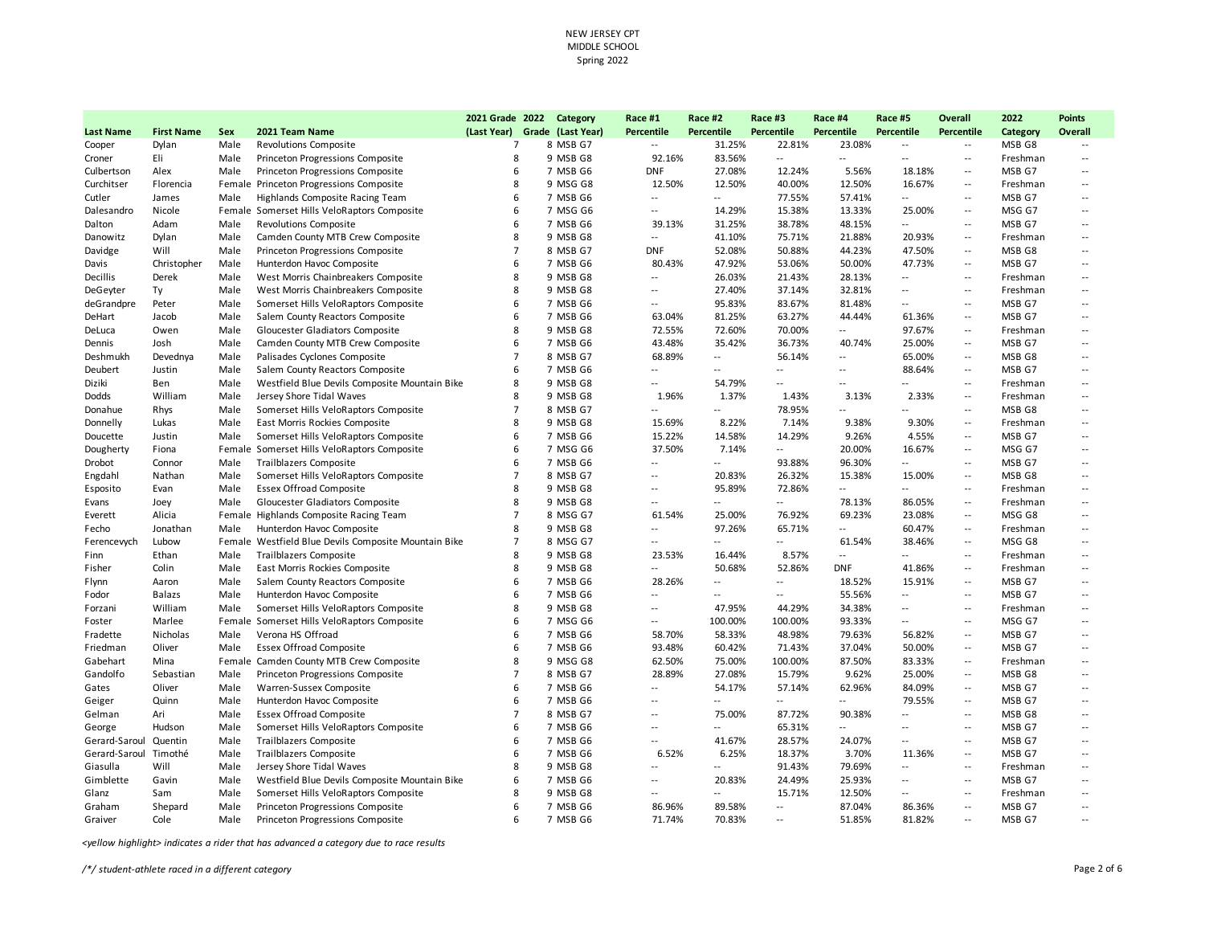NEW JERSEY CPT
MIDDLE SCHOOL
Spring 2022

| Last Name | First Name | Sex | 2021 Team Name | 2021 Grade (Last Year) | 2022 Grade | Category (Last Year) | Race #1 Percentile | Race #2 Percentile | Race #3 Percentile | Race #4 Percentile | Race #5 Percentile | Overall Percentile | 2022 Category | Points Overall |
|---|---|---|---|---|---|---|---|---|---|---|---|---|---|---|
| Cooper | Dylan | Male | Revolutions Composite | 7 | 8 | MSB G7 | -- | 31.25% | 22.81% | 23.08% | -- | -- | MSB G8 | -- |
| Croner | Eli | Male | Princeton Progressions Composite | 8 | 9 | MSB G8 | 92.16% | 83.56% | -- | -- | -- | -- | Freshman | -- |
| Culbertson | Alex | Male | Princeton Progressions Composite | 6 | 7 | MSB G6 | DNF | 27.08% | 12.24% | 5.56% | 18.18% | -- | MSB G7 | -- |
| Curchitser | Florencia | Female | Princeton Progressions Composite | 8 | 9 | MSG G8 | 12.50% | 12.50% | 40.00% | 12.50% | 16.67% | -- | Freshman | -- |
| Cutler | James | Male | Highlands Composite Racing Team | 6 | 7 | MSB G6 | -- | -- | 77.55% | 57.41% | -- | -- | MSB G7 | -- |
| Dalesandro | Nicole | Female | Somerset Hills VeloRaptors Composite | 6 | 7 | MSG G6 | -- | 14.29% | 15.38% | 13.33% | 25.00% | -- | MSG G7 | -- |
| Dalton | Adam | Male | Revolutions Composite | 6 | 7 | MSB G6 | 39.13% | 31.25% | 38.78% | 48.15% | -- | -- | MSB G7 | -- |
| Danowitz | Dylan | Male | Camden County MTB Crew Composite | 8 | 9 | MSB G8 | -- | 41.10% | 75.71% | 21.88% | 20.93% | -- | Freshman | -- |
| Davidge | Will | Male | Princeton Progressions Composite | 7 | 8 | MSB G7 | DNF | 52.08% | 50.88% | 44.23% | 47.50% | -- | MSB G8 | -- |
| Davis | Christopher | Male | Hunterdon Havoc Composite | 6 | 7 | MSB G6 | 80.43% | 47.92% | 53.06% | 50.00% | 47.73% | -- | MSB G7 | -- |
| Decillis | Derek | Male | West Morris Chainbreakers Composite | 8 | 9 | MSB G8 | -- | 26.03% | 21.43% | 28.13% | -- | -- | Freshman | -- |
| DeGeyter | Ty | Male | West Morris Chainbreakers Composite | 8 | 9 | MSB G8 | -- | 27.40% | 37.14% | 32.81% | -- | -- | Freshman | -- |
| deGrandpre | Peter | Male | Somerset Hills VeloRaptors Composite | 6 | 7 | MSB G6 | -- | 95.83% | 83.67% | 81.48% | -- | -- | MSB G7 | -- |
| DeHart | Jacob | Male | Salem County Reactors Composite | 6 | 7 | MSB G6 | 63.04% | 81.25% | 63.27% | 44.44% | 61.36% | -- | MSB G7 | -- |
| DeLuca | Owen | Male | Gloucester Gladiators Composite | 8 | 9 | MSB G8 | 72.55% | 72.60% | 70.00% | -- | 97.67% | -- | Freshman | -- |
| Dennis | Josh | Male | Camden County MTB Crew Composite | 6 | 7 | MSB G6 | 43.48% | 35.42% | 36.73% | 40.74% | 25.00% | -- | MSB G7 | -- |
| Deshmukh | Devednya | Male | Palisades Cyclones Composite | 7 | 8 | MSB G7 | 68.89% | -- | 56.14% | -- | 65.00% | -- | MSB G8 | -- |
| Deubert | Justin | Male | Salem County Reactors Composite | 6 | 7 | MSB G6 | -- | -- | -- | -- | 88.64% | -- | MSB G7 | -- |
| Diziki | Ben | Male | Westfield Blue Devils Composite Mountain Bike | 8 | 9 | MSB G8 | -- | 54.79% | -- | -- | -- | -- | Freshman | -- |
| Dodds | William | Male | Jersey Shore Tidal Waves | 8 | 9 | MSB G8 | 1.96% | 1.37% | 1.43% | 3.13% | 2.33% | -- | Freshman | -- |
| Donahue | Rhys | Male | Somerset Hills VeloRaptors Composite | 7 | 8 | MSB G7 | -- | -- | 78.95% | -- | -- | -- | MSB G8 | -- |
| Donnelly | Lukas | Male | East Morris Rockies Composite | 8 | 9 | MSB G8 | 15.69% | 8.22% | 7.14% | 9.38% | 9.30% | -- | Freshman | -- |
| Doucette | Justin | Male | Somerset Hills VeloRaptors Composite | 6 | 7 | MSB G6 | 15.22% | 14.58% | 14.29% | 9.26% | 4.55% | -- | MSB G7 | -- |
| Dougherty | Fiona | Female | Somerset Hills VeloRaptors Composite | 6 | 7 | MSG G6 | 37.50% | 7.14% | -- | 20.00% | 16.67% | -- | MSG G7 | -- |
| Drobot | Connor | Male | Trailblazers Composite | 6 | 7 | MSB G6 | -- | -- | 93.88% | 96.30% | -- | -- | MSB G7 | -- |
| Engdahl | Nathan | Male | Somerset Hills VeloRaptors Composite | 7 | 8 | MSB G7 | -- | 20.83% | 26.32% | 15.38% | 15.00% | -- | MSB G8 | -- |
| Esposito | Evan | Male | Essex Offroad Composite | 8 | 9 | MSB G8 | -- | 95.89% | 72.86% | -- | -- | -- | Freshman | -- |
| Evans | Joey | Male | Gloucester Gladiators Composite | 8 | 9 | MSB G8 | -- | -- | -- | 78.13% | 86.05% | -- | Freshman | -- |
| Everett | Alicia | Female | Highlands Composite Racing Team | 7 | 8 | MSG G7 | 61.54% | 25.00% | 76.92% | 69.23% | 23.08% | -- | MSG G8 | -- |
| Fecho | Jonathan | Male | Hunterdon Havoc Composite | 8 | 9 | MSB G8 | -- | 97.26% | 65.71% | -- | 60.47% | -- | Freshman | -- |
| Ferencevych | Lubow | Female | Westfield Blue Devils Composite Mountain Bike | 7 | 8 | MSG G7 | -- | -- | -- | 61.54% | 38.46% | -- | MSG G8 | -- |
| Finn | Ethan | Male | Trailblazers Composite | 8 | 9 | MSB G8 | 23.53% | 16.44% | 8.57% | -- | -- | -- | Freshman | -- |
| Fisher | Colin | Male | East Morris Rockies Composite | 8 | 9 | MSB G8 | -- | 50.68% | 52.86% | DNF | 41.86% | -- | Freshman | -- |
| Flynn | Aaron | Male | Salem County Reactors Composite | 6 | 7 | MSB G6 | 28.26% | -- | -- | 18.52% | 15.91% | -- | MSB G7 | -- |
| Fodor | Balazs | Male | Hunterdon Havoc Composite | 6 | 7 | MSB G6 | -- | -- | -- | 55.56% | -- | -- | MSB G7 | -- |
| Forzani | William | Male | Somerset Hills VeloRaptors Composite | 8 | 9 | MSB G8 | -- | 47.95% | 44.29% | 34.38% | -- | -- | Freshman | -- |
| Foster | Marlee | Female | Somerset Hills VeloRaptors Composite | 6 | 7 | MSG G6 | -- | 100.00% | 100.00% | 93.33% | -- | -- | MSG G7 | -- |
| Fradette | Nicholas | Male | Verona HS Offroad | 6 | 7 | MSB G6 | 58.70% | 58.33% | 48.98% | 79.63% | 56.82% | -- | MSB G7 | -- |
| Friedman | Oliver | Male | Essex Offroad Composite | 6 | 7 | MSB G6 | 93.48% | 60.42% | 71.43% | 37.04% | 50.00% | -- | MSB G7 | -- |
| Gabehart | Mina | Female | Camden County MTB Crew Composite | 8 | 9 | MSG G8 | 62.50% | 75.00% | 100.00% | 87.50% | 83.33% | -- | Freshman | -- |
| Gandolfo | Sebastian | Male | Princeton Progressions Composite | 7 | 8 | MSB G7 | 28.89% | 27.08% | 15.79% | 9.62% | 25.00% | -- | MSB G8 | -- |
| Gates | Oliver | Male | Warren-Sussex Composite | 6 | 7 | MSB G6 | -- | 54.17% | 57.14% | 62.96% | 84.09% | -- | MSB G7 | -- |
| Geiger | Quinn | Male | Hunterdon Havoc Composite | 6 | 7 | MSB G6 | -- | -- | -- | -- | 79.55% | -- | MSB G7 | -- |
| Gelman | Ari | Male | Essex Offroad Composite | 7 | 8 | MSB G7 | -- | 75.00% | 87.72% | 90.38% | -- | -- | MSB G8 | -- |
| George | Hudson | Male | Somerset Hills VeloRaptors Composite | 6 | 7 | MSB G6 | -- | -- | 65.31% | -- | -- | -- | MSB G7 | -- |
| Gerard-Saroul | Quentin | Male | Trailblazers Composite | 6 | 7 | MSB G6 | -- | 41.67% | 28.57% | 24.07% | -- | -- | MSB G7 | -- |
| Gerard-Saroul | Timothé | Male | Trailblazers Composite | 6 | 7 | MSB G6 | 6.52% | 6.25% | 18.37% | 3.70% | 11.36% | -- | MSB G7 | -- |
| Giasulla | Will | Male | Jersey Shore Tidal Waves | 8 | 9 | MSB G8 | -- | -- | 91.43% | 79.69% | -- | -- | Freshman | -- |
| Gimblette | Gavin | Male | Westfield Blue Devils Composite Mountain Bike | 6 | 7 | MSB G6 | -- | 20.83% | 24.49% | 25.93% | -- | -- | MSB G7 | -- |
| Glanz | Sam | Male | Somerset Hills VeloRaptors Composite | 8 | 9 | MSB G8 | -- | -- | 15.71% | 12.50% | -- | -- | Freshman | -- |
| Graham | Shepard | Male | Princeton Progressions Composite | 6 | 7 | MSB G6 | 86.96% | 89.58% | -- | 87.04% | 86.36% | -- | MSB G7 | -- |
| Graiver | Cole | Male | Princeton Progressions Composite | 6 | 7 | MSB G6 | 71.74% | 70.83% | -- | 51.85% | 81.82% | -- | MSB G7 | -- |

*<yellow highlight> indicates a rider that has advanced a category due to race results*

*/*/ student-athlete raced in a different category*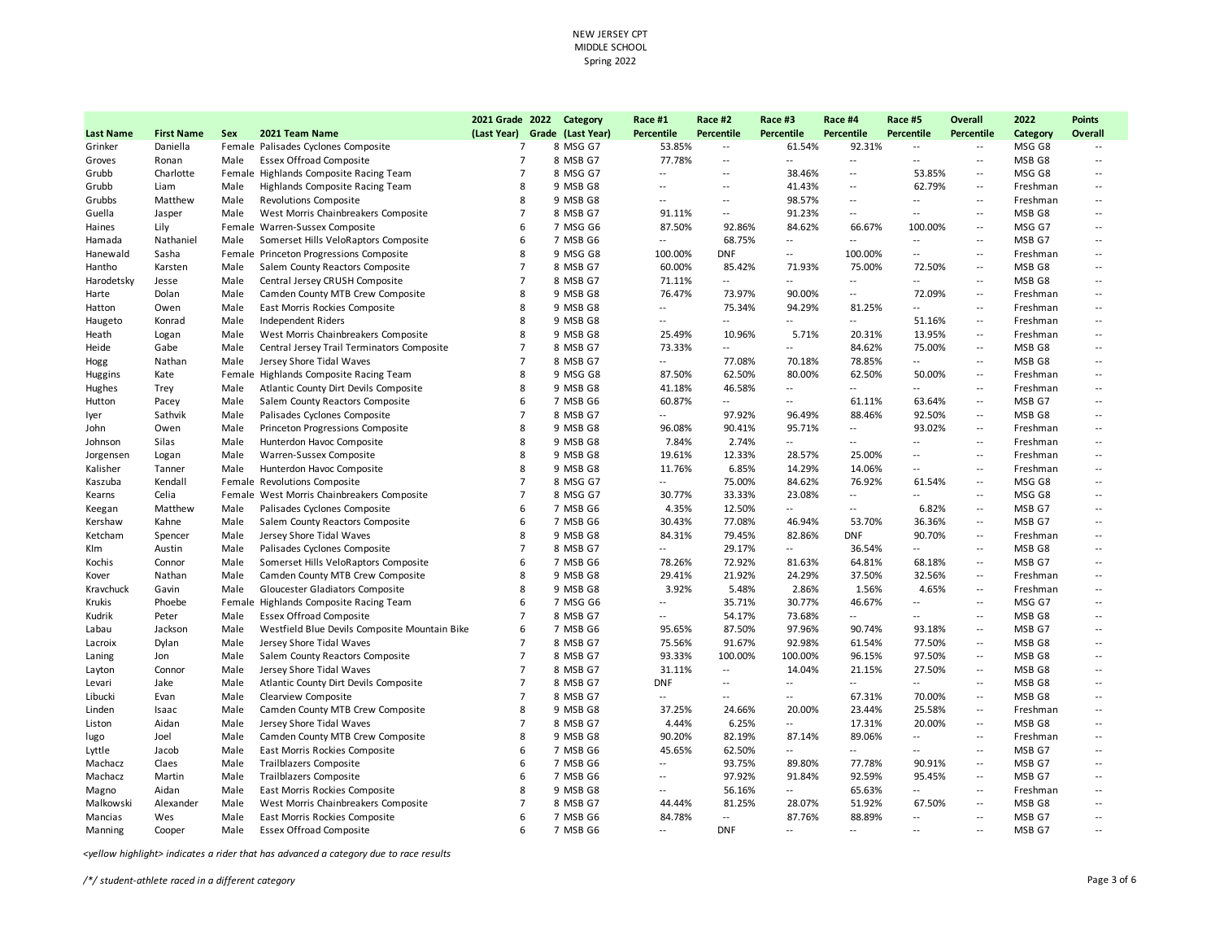NEW JERSEY CPT
MIDDLE SCHOOL
Spring 2022

| Last Name | First Name | Sex | 2021 Team Name | 2021 Grade (Last Year) | 2022 Grade | Category (Last Year) | Race #1 Percentile | Race #2 Percentile | Race #3 Percentile | Race #4 Percentile | Race #5 Percentile | Overall Percentile | 2022 Category | Points Overall |
|---|---|---|---|---|---|---|---|---|---|---|---|---|---|---|
| Grinker | Daniella | Female | Palisades Cyclones Composite | 7 | 8 | MSG G7 | 53.85% | -- | 61.54% | 92.31% | -- | -- | MSG G8 | -- |
| Groves | Ronan | Male | Essex Offroad Composite | 7 | 8 | MSB G7 | 77.78% | -- | -- | -- | -- | -- | MSB G8 | -- |
| Grubb | Charlotte | Female | Highlands Composite Racing Team | 7 | 8 | MSG G7 | -- | -- | 38.46% | -- | 53.85% | -- | MSG G8 | -- |
| Grubb | Liam | Male | Highlands Composite Racing Team | 8 | 9 | MSB G8 | -- | -- | 41.43% | -- | 62.79% | -- | Freshman | -- |
| Grubbs | Matthew | Male | Revolutions Composite | 8 | 9 | MSB G8 | -- | -- | 98.57% | -- | -- | -- | Freshman | -- |
| Guella | Jasper | Male | West Morris Chainbreakers Composite | 7 | 8 | MSB G7 | 91.11% | -- | 91.23% | -- | -- | -- | MSB G8 | -- |
| Haines | Lily | Female | Warren-Sussex Composite | 6 | 7 | MSG G6 | 87.50% | 92.86% | 84.62% | 66.67% | 100.00% | -- | MSG G7 | -- |
| Hamada | Nathaniel | Male | Somerset Hills VeloRaptors Composite | 6 | 7 | MSB G6 | -- | 68.75% | -- | -- | -- | -- | MSB G7 | -- |
| Hanewald | Sasha | Female | Princeton Progressions Composite | 8 | 9 | MSG G8 | 100.00% | DNF | -- | 100.00% | -- | -- | Freshman | -- |
| Hantho | Karsten | Male | Salem County Reactors Composite | 7 | 8 | MSB G7 | 60.00% | 85.42% | 71.93% | 75.00% | 72.50% | -- | MSB G8 | -- |
| Harodetsky | Jesse | Male | Central Jersey CRUSH Composite | 7 | 8 | MSB G7 | 71.11% | -- | -- | -- | -- | -- | MSB G8 | -- |
| Harte | Dolan | Male | Camden County MTB Crew Composite | 8 | 9 | MSB G8 | 76.47% | 73.97% | 90.00% | -- | 72.09% | -- | Freshman | -- |
| Hatton | Owen | Male | East Morris Rockies Composite | 8 | 9 | MSB G8 | -- | 75.34% | 94.29% | 81.25% | -- | -- | Freshman | -- |
| Haugeto | Konrad | Male | Independent Riders | 8 | 9 | MSB G8 | -- | -- | -- | -- | 51.16% | -- | Freshman | -- |
| Heath | Logan | Male | West Morris Chainbreakers Composite | 8 | 9 | MSB G8 | 25.49% | 10.96% | 5.71% | 20.31% | 13.95% | -- | Freshman | -- |
| Heide | Gabe | Male | Central Jersey Trail Terminators Composite | 7 | 8 | MSB G7 | 73.33% | -- | -- | 84.62% | 75.00% | -- | MSB G8 | -- |
| Hogg | Nathan | Male | Jersey Shore Tidal Waves | 7 | 8 | MSB G7 | -- | 77.08% | 70.18% | 78.85% | -- | -- | MSB G8 | -- |
| Huggins | Kate | Female | Highlands Composite Racing Team | 8 | 9 | MSG G8 | 87.50% | 62.50% | 80.00% | 62.50% | 50.00% | -- | Freshman | -- |
| Hughes | Trey | Male | Atlantic County Dirt Devils Composite | 8 | 9 | MSB G8 | 41.18% | 46.58% | -- | -- | -- | -- | Freshman | -- |
| Hutton | Pacey | Male | Salem County Reactors Composite | 6 | 7 | MSB G6 | 60.87% | -- | -- | 61.11% | 63.64% | -- | MSB G7 | -- |
| Iyer | Sathvik | Male | Palisades Cyclones Composite | 7 | 8 | MSB G7 | -- | 97.92% | 96.49% | 88.46% | 92.50% | -- | MSB G8 | -- |
| John | Owen | Male | Princeton Progressions Composite | 8 | 9 | MSB G8 | 96.08% | 90.41% | 95.71% | -- | 93.02% | -- | Freshman | -- |
| Johnson | Silas | Male | Hunterdon Havoc Composite | 8 | 9 | MSB G8 | 7.84% | 2.74% | -- | -- | -- | -- | Freshman | -- |
| Jorgensen | Logan | Male | Warren-Sussex Composite | 8 | 9 | MSB G8 | 19.61% | 12.33% | 28.57% | 25.00% | -- | -- | Freshman | -- |
| Kalisher | Tanner | Male | Hunterdon Havoc Composite | 8 | 9 | MSB G8 | 11.76% | 6.85% | 14.29% | 14.06% | -- | -- | Freshman | -- |
| Kaszuba | Kendall | Female | Revolutions Composite | 7 | 8 | MSG G7 | -- | 75.00% | 84.62% | 76.92% | 61.54% | -- | MSG G8 | -- |
| Kearns | Celia | Female | West Morris Chainbreakers Composite | 7 | 8 | MSG G7 | 30.77% | 33.33% | 23.08% | -- | -- | -- | MSG G8 | -- |
| Keegan | Matthew | Male | Palisades Cyclones Composite | 6 | 7 | MSB G6 | 4.35% | 12.50% | -- | -- | 6.82% | -- | MSB G7 | -- |
| Kershaw | Kahne | Male | Salem County Reactors Composite | 6 | 7 | MSB G6 | 30.43% | 77.08% | 46.94% | 53.70% | 36.36% | -- | MSB G7 | -- |
| Ketcham | Spencer | Male | Jersey Shore Tidal Waves | 8 | 9 | MSB G8 | 84.31% | 79.45% | 82.86% | DNF | 90.70% | -- | Freshman | -- |
| KIm | Austin | Male | Palisades Cyclones Composite | 7 | 8 | MSB G7 | -- | 29.17% | -- | 36.54% | -- | -- | MSB G8 | -- |
| Kochis | Connor | Male | Somerset Hills VeloRaptors Composite | 6 | 7 | MSB G6 | 78.26% | 72.92% | 81.63% | 64.81% | 68.18% | -- | MSB G7 | -- |
| Kover | Nathan | Male | Camden County MTB Crew Composite | 8 | 9 | MSB G8 | 29.41% | 21.92% | 24.29% | 37.50% | 32.56% | -- | Freshman | -- |
| Kravchuck | Gavin | Male | Gloucester Gladiators Composite | 8 | 9 | MSB G8 | 3.92% | 5.48% | 2.86% | 1.56% | 4.65% | -- | Freshman | -- |
| Krukis | Phoebe | Female | Highlands Composite Racing Team | 6 | 7 | MSG G6 | -- | 35.71% | 30.77% | 46.67% | -- | -- | MSG G7 | -- |
| Kudrik | Peter | Male | Essex Offroad Composite | 7 | 8 | MSB G7 | -- | 54.17% | 73.68% | -- | -- | -- | MSB G8 | -- |
| Labau | Jackson | Male | Westfield Blue Devils Composite Mountain Bike | 6 | 7 | MSB G6 | 95.65% | 87.50% | 97.96% | 90.74% | 93.18% | -- | MSB G7 | -- |
| Lacroix | Dylan | Male | Jersey Shore Tidal Waves | 7 | 8 | MSB G7 | 75.56% | 91.67% | 92.98% | 61.54% | 77.50% | -- | MSB G8 | -- |
| Laning | Jon | Male | Salem County Reactors Composite | 7 | 8 | MSB G7 | 93.33% | 100.00% | 100.00% | 96.15% | 97.50% | -- | MSB G8 | -- |
| Layton | Connor | Male | Jersey Shore Tidal Waves | 7 | 8 | MSB G7 | 31.11% | -- | 14.04% | 21.15% | 27.50% | -- | MSB G8 | -- |
| Levari | Jake | Male | Atlantic County Dirt Devils Composite | 7 | 8 | MSB G7 | DNF | -- | -- | -- | -- | -- | MSB G8 | -- |
| Libucki | Evan | Male | Clearview Composite | 7 | 8 | MSB G7 | -- | -- | -- | 67.31% | 70.00% | -- | MSB G8 | -- |
| Linden | Isaac | Male | Camden County MTB Crew Composite | 8 | 9 | MSB G8 | 37.25% | 24.66% | 20.00% | 23.44% | 25.58% | -- | Freshman | -- |
| Liston | Aidan | Male | Jersey Shore Tidal Waves | 7 | 8 | MSB G7 | 4.44% | 6.25% | -- | 17.31% | 20.00% | -- | MSB G8 | -- |
| lugo | Joel | Male | Camden County MTB Crew Composite | 8 | 9 | MSB G8 | 90.20% | 82.19% | 87.14% | 89.06% | -- | -- | Freshman | -- |
| Lyttle | Jacob | Male | East Morris Rockies Composite | 6 | 7 | MSB G6 | 45.65% | 62.50% | -- | -- | -- | -- | MSB G7 | -- |
| Machacz | Claes | Male | Trailblazers Composite | 6 | 7 | MSB G6 | -- | 93.75% | 89.80% | 77.78% | 90.91% | -- | MSB G7 | -- |
| Machacz | Martin | Male | Trailblazers Composite | 6 | 7 | MSB G6 | -- | 97.92% | 91.84% | 92.59% | 95.45% | -- | MSB G7 | -- |
| Magno | Aidan | Male | East Morris Rockies Composite | 8 | 9 | MSB G8 | -- | 56.16% | -- | 65.63% | -- | -- | Freshman | -- |
| Malkowski | Alexander | Male | West Morris Chainbreakers Composite | 7 | 8 | MSB G7 | 44.44% | 81.25% | 28.07% | 51.92% | 67.50% | -- | MSB G8 | -- |
| Mancias | Wes | Male | East Morris Rockies Composite | 6 | 7 | MSB G6 | 84.78% | -- | 87.76% | 88.89% | -- | -- | MSB G7 | -- |
| Manning | Cooper | Male | Essex Offroad Composite | 6 | 7 | MSB G6 | -- | DNF | -- | -- | -- | -- | MSB G7 | -- |

*<yellow highlight> indicates a rider that has advanced a category due to race results*

*/*/ student-athlete raced in a different category*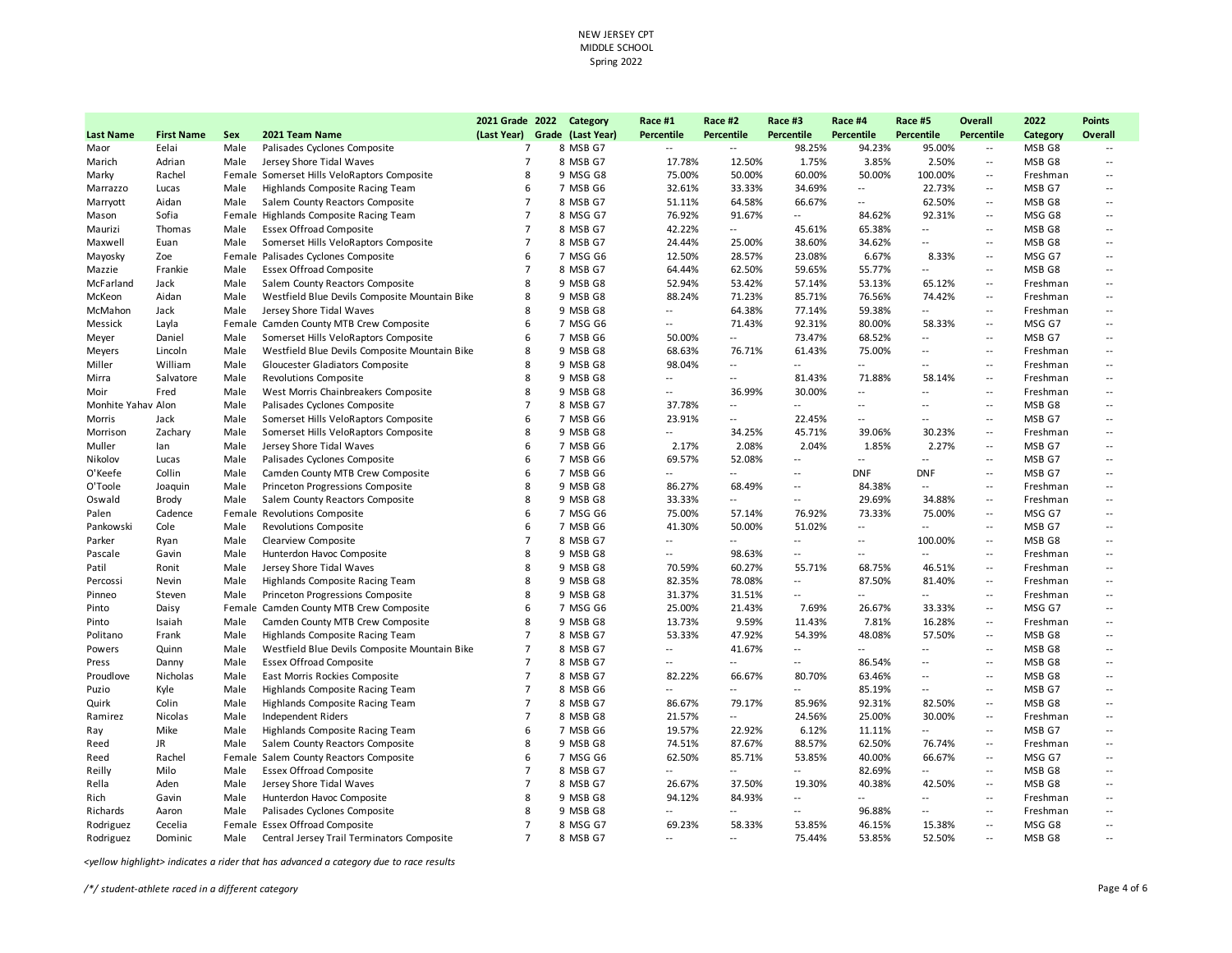NEW JERSEY CPT
MIDDLE SCHOOL
Spring 2022

| Last Name | First Name | Sex | 2021 Team Name | 2021 Grade (Last Year) | 2022 Grade | Category (Last Year) | Race #1 Percentile | Race #2 Percentile | Race #3 Percentile | Race #4 Percentile | Race #5 Percentile | Overall Percentile | 2022 Category | Points Overall |
|---|---|---|---|---|---|---|---|---|---|---|---|---|---|---|
| Maor | Eelai | Male | Palisades Cyclones Composite | 7 | 8 | MSB G7 | -- | -- | 98.25% | 94.23% | 95.00% | -- | MSB G8 | -- |
| Marich | Adrian | Male | Jersey Shore Tidal Waves | 7 | 8 | MSB G7 | 17.78% | 12.50% | 1.75% | 3.85% | 2.50% | -- | MSB G8 | -- |
| Marky | Rachel | Female | Somerset Hills VeloRaptors Composite | 8 | 9 | MSG G8 | 75.00% | 50.00% | 60.00% | 50.00% | 100.00% | -- | Freshman | -- |
| Marrazzo | Lucas | Male | Highlands Composite Racing Team | 6 | 7 | MSB G6 | 32.61% | 33.33% | 34.69% | -- | 22.73% | -- | MSB G7 | -- |
| Marryott | Aidan | Male | Salem County Reactors Composite | 7 | 8 | MSB G7 | 51.11% | 64.58% | 66.67% | -- | 62.50% | -- | MSB G8 | -- |
| Mason | Sofia | Female | Highlands Composite Racing Team | 7 | 8 | MSG G7 | 76.92% | 91.67% | -- | 84.62% | 92.31% | -- | MSG G8 | -- |
| Maurizi | Thomas | Male | Essex Offroad Composite | 7 | 8 | MSB G7 | 42.22% | -- | 45.61% | 65.38% | -- | -- | MSB G8 | -- |
| Maxwell | Euan | Male | Somerset Hills VeloRaptors Composite | 7 | 8 | MSB G7 | 24.44% | 25.00% | 38.60% | 34.62% | -- | -- | MSB G8 | -- |
| Mayosky | Zoe | Female | Palisades Cyclones Composite | 6 | 7 | MSG G6 | 12.50% | 28.57% | 23.08% | 6.67% | 8.33% | -- | MSG G7 | -- |
| Mazzie | Frankie | Male | Essex Offroad Composite | 7 | 8 | MSB G7 | 64.44% | 62.50% | 59.65% | 55.77% | -- | -- | MSB G8 | -- |
| McFarland | Jack | Male | Salem County Reactors Composite | 8 | 9 | MSB G8 | 52.94% | 53.42% | 57.14% | 53.13% | 65.12% | -- | Freshman | -- |
| McKeon | Aidan | Male | Westfield Blue Devils Composite Mountain Bike | 8 | 9 | MSB G8 | 88.24% | 71.23% | 85.71% | 76.56% | 74.42% | -- | Freshman | -- |
| McMahon | Jack | Male | Jersey Shore Tidal Waves | 8 | 9 | MSB G8 | -- | 64.38% | 77.14% | 59.38% | -- | -- | Freshman | -- |
| Messick | Layla | Female | Camden County MTB Crew Composite | 6 | 7 | MSG G6 | -- | 71.43% | 92.31% | 80.00% | 58.33% | -- | MSG G7 | -- |
| Meyer | Daniel | Male | Somerset Hills VeloRaptors Composite | 6 | 7 | MSB G6 | 50.00% | -- | 73.47% | 68.52% | -- | -- | MSB G7 | -- |
| Meyers | Lincoln | Male | Westfield Blue Devils Composite Mountain Bike | 8 | 9 | MSB G8 | 68.63% | 76.71% | 61.43% | 75.00% | -- | -- | Freshman | -- |
| Miller | William | Male | Gloucester Gladiators Composite | 8 | 9 | MSB G8 | 98.04% | -- | -- | -- | -- | -- | Freshman | -- |
| Mirra | Salvatore | Male | Revolutions Composite | 8 | 9 | MSB G8 | -- | -- | 81.43% | 71.88% | 58.14% | -- | Freshman | -- |
| Moir | Fred | Male | West Morris Chainbreakers Composite | 8 | 9 | MSB G8 | -- | 36.99% | 30.00% | -- | -- | -- | Freshman | -- |
| Monhite Yahav | Alon | Male | Palisades Cyclones Composite | 7 | 8 | MSB G7 | 37.78% | -- | -- | -- | -- | -- | MSB G8 | -- |
| Morris | Jack | Male | Somerset Hills VeloRaptors Composite | 6 | 7 | MSB G6 | 23.91% | -- | 22.45% | -- | -- | -- | MSB G7 | -- |
| Morrison | Zachary | Male | Somerset Hills VeloRaptors Composite | 8 | 9 | MSB G8 | -- | 34.25% | 45.71% | 39.06% | 30.23% | -- | Freshman | -- |
| Muller | Ian | Male | Jersey Shore Tidal Waves | 6 | 7 | MSB G6 | 2.17% | 2.08% | 2.04% | 1.85% | 2.27% | -- | MSB G7 | -- |
| Nikolov | Lucas | Male | Palisades Cyclones Composite | 6 | 7 | MSB G6 | 69.57% | 52.08% | -- | -- | -- | -- | MSB G7 | -- |
| O'Keefe | Collin | Male | Camden County MTB Crew Composite | 6 | 7 | MSB G6 | -- | -- | -- | DNF | DNF | -- | MSB G7 | -- |
| O'Toole | Joaquin | Male | Princeton Progressions Composite | 8 | 9 | MSB G8 | 86.27% | 68.49% | -- | 84.38% | -- | -- | Freshman | -- |
| Oswald | Brody | Male | Salem County Reactors Composite | 8 | 9 | MSB G8 | 33.33% | -- | -- | 29.69% | 34.88% | -- | Freshman | -- |
| Palen | Cadence | Female | Revolutions Composite | 6 | 7 | MSG G6 | 75.00% | 57.14% | 76.92% | 73.33% | 75.00% | -- | MSG G7 | -- |
| Pankowski | Cole | Male | Revolutions Composite | 6 | 7 | MSB G6 | 41.30% | 50.00% | 51.02% | -- | -- | -- | MSB G7 | -- |
| Parker | Ryan | Male | Clearview Composite | 7 | 8 | MSB G7 | -- | -- | -- | -- | 100.00% | -- | MSB G8 | -- |
| Pascale | Gavin | Male | Hunterdon Havoc Composite | 8 | 9 | MSB G8 | -- | 98.63% | -- | -- | -- | -- | Freshman | -- |
| Patil | Ronit | Male | Jersey Shore Tidal Waves | 8 | 9 | MSB G8 | 70.59% | 60.27% | 55.71% | 68.75% | 46.51% | -- | Freshman | -- |
| Percossi | Nevin | Male | Highlands Composite Racing Team | 8 | 9 | MSB G8 | 82.35% | 78.08% | -- | 87.50% | 81.40% | -- | Freshman | -- |
| Pinneo | Steven | Male | Princeton Progressions Composite | 8 | 9 | MSB G8 | 31.37% | 31.51% | -- | -- | -- | -- | Freshman | -- |
| Pinto | Daisy | Female | Camden County MTB Crew Composite | 6 | 7 | MSG G6 | 25.00% | 21.43% | 7.69% | 26.67% | 33.33% | -- | MSG G7 | -- |
| Pinto | Isaiah | Male | Camden County MTB Crew Composite | 8 | 9 | MSB G8 | 13.73% | 9.59% | 11.43% | 7.81% | 16.28% | -- | Freshman | -- |
| Politano | Frank | Male | Highlands Composite Racing Team | 7 | 8 | MSB G7 | 53.33% | 47.92% | 54.39% | 48.08% | 57.50% | -- | MSB G8 | -- |
| Powers | Quinn | Male | Westfield Blue Devils Composite Mountain Bike | 7 | 8 | MSB G7 | -- | 41.67% | -- | -- | -- | -- | MSB G8 | -- |
| Press | Danny | Male | Essex Offroad Composite | 7 | 8 | MSB G7 | -- | -- | -- | 86.54% | -- | -- | MSB G8 | -- |
| Proudlove | Nicholas | Male | East Morris Rockies Composite | 7 | 8 | MSB G7 | 82.22% | 66.67% | 80.70% | 63.46% | -- | -- | MSB G8 | -- |
| Puzio | Kyle | Male | Highlands Composite Racing Team | 7 | 8 | MSB G6 | -- | -- | -- | 85.19% | -- | -- | MSB G7 | -- |
| Quirk | Colin | Male | Highlands Composite Racing Team | 7 | 8 | MSB G7 | 86.67% | 79.17% | 85.96% | 92.31% | 82.50% | -- | MSB G8 | -- |
| Ramirez | Nicolas | Male | Independent Riders | 7 | 8 | MSB G8 | 21.57% | -- | 24.56% | 25.00% | 30.00% | -- | Freshman | -- |
| Ray | Mike | Male | Highlands Composite Racing Team | 6 | 7 | MSB G6 | 19.57% | 22.92% | 6.12% | 11.11% | -- | -- | MSB G7 | -- |
| Reed | JR | Male | Salem County Reactors Composite | 8 | 9 | MSB G8 | 74.51% | 87.67% | 88.57% | 62.50% | 76.74% | -- | Freshman | -- |
| Reed | Rachel | Female | Salem County Reactors Composite | 6 | 7 | MSG G6 | 62.50% | 85.71% | 53.85% | 40.00% | 66.67% | -- | MSG G7 | -- |
| Reilly | Milo | Male | Essex Offroad Composite | 7 | 8 | MSB G7 | -- | -- | -- | 82.69% | -- | -- | MSB G8 | -- |
| Rella | Aden | Male | Jersey Shore Tidal Waves | 7 | 8 | MSB G7 | 26.67% | 37.50% | 19.30% | 40.38% | 42.50% | -- | MSB G8 | -- |
| Rich | Gavin | Male | Hunterdon Havoc Composite | 8 | 9 | MSB G8 | 94.12% | 84.93% | -- | -- | -- | -- | Freshman | -- |
| Richards | Aaron | Male | Palisades Cyclones Composite | 8 | 9 | MSB G8 | -- | -- | -- | 96.88% | -- | -- | Freshman | -- |
| Rodriguez | Cecelia | Female | Essex Offroad Composite | 7 | 8 | MSG G7 | 69.23% | 58.33% | 53.85% | 46.15% | 15.38% | -- | MSG G8 | -- |
| Rodriguez | Dominic | Male | Central Jersey Trail Terminators Composite | 7 | 8 | MSB G7 | -- | -- | 75.44% | 53.85% | 52.50% | -- | MSB G8 | -- |

*<yellow highlight> indicates a rider that has advanced a category due to race results*

*/*/ student-athlete raced in a different category*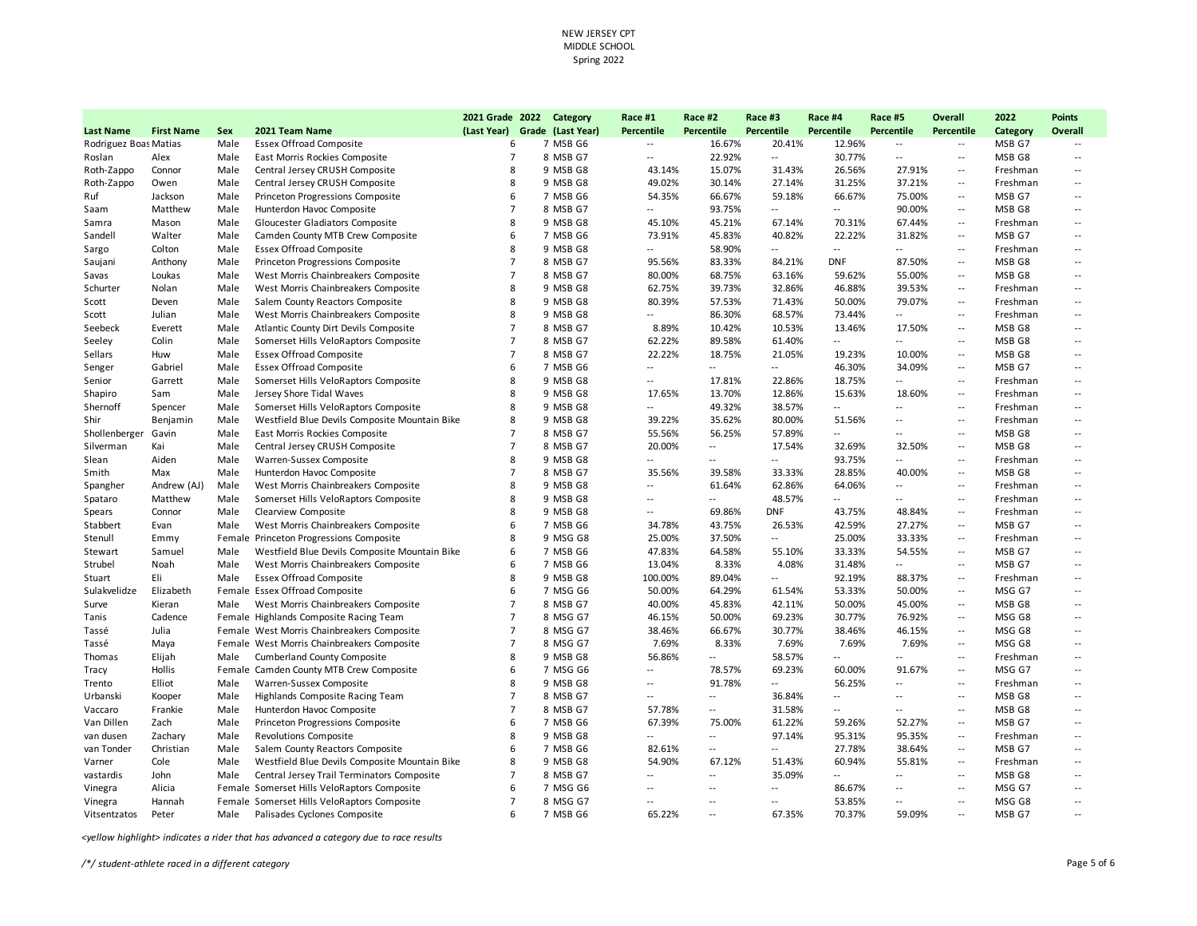NEW JERSEY CPT
MIDDLE SCHOOL
Spring 2022

| Last Name | First Name | Sex | 2021 Team Name | 2021 Grade (Last Year) | 2022 Grade | Category (Last Year) | Race #1 Percentile | Race #2 Percentile | Race #3 Percentile | Race #4 Percentile | Race #5 Percentile | Overall Percentile | 2022 Category | Points Overall |
|---|---|---|---|---|---|---|---|---|---|---|---|---|---|---|
| Rodriguez Boas | Matias | Male | Essex Offroad Composite | 6 | 7 | MSB G6 | -- | 16.67% | 20.41% | 12.96% | -- | -- | MSB G7 | -- |
| Roslan | Alex | Male | East Morris Rockies Composite | 7 | 8 | MSB G7 | -- | 22.92% | -- | 30.77% | -- | -- | MSB G8 | -- |
| Roth-Zappo | Connor | Male | Central Jersey CRUSH Composite | 8 | 9 | MSB G8 | 43.14% | 15.07% | 31.43% | 26.56% | 27.91% | -- | Freshman | -- |
| Roth-Zappo | Owen | Male | Central Jersey CRUSH Composite | 8 | 9 | MSB G8 | 49.02% | 30.14% | 27.14% | 31.25% | 37.21% | -- | Freshman | -- |
| Ruf | Jackson | Male | Princeton Progressions Composite | 6 | 7 | MSB G6 | 54.35% | 66.67% | 59.18% | 66.67% | 75.00% | -- | MSB G7 | -- |
| Saam | Matthew | Male | Hunterdon Havoc Composite | 7 | 8 | MSB G7 | -- | 93.75% | -- | -- | 90.00% | -- | MSB G8 | -- |
| Samra | Mason | Male | Gloucester Gladiators Composite | 8 | 9 | MSB G8 | 45.10% | 45.21% | 67.14% | 70.31% | 67.44% | -- | Freshman | -- |
| Sandell | Walter | Male | Camden County MTB Crew Composite | 6 | 7 | MSB G6 | 73.91% | 45.83% | 40.82% | 22.22% | 31.82% | -- | MSB G7 | -- |
| Sargo | Colton | Male | Essex Offroad Composite | 8 | 9 | MSB G8 | -- | 58.90% | -- | -- | -- | -- | Freshman | -- |
| Saujani | Anthony | Male | Princeton Progressions Composite | 7 | 8 | MSB G7 | 95.56% | 83.33% | 84.21% | DNF | 87.50% | -- | MSB G8 | -- |
| Savas | Loukas | Male | West Morris Chainbreakers Composite | 7 | 8 | MSB G7 | 80.00% | 68.75% | 63.16% | 59.62% | 55.00% | -- | MSB G8 | -- |
| Schurter | Nolan | Male | West Morris Chainbreakers Composite | 8 | 9 | MSB G8 | 62.75% | 39.73% | 32.86% | 46.88% | 39.53% | -- | Freshman | -- |
| Scott | Deven | Male | Salem County Reactors Composite | 8 | 9 | MSB G8 | 80.39% | 57.53% | 71.43% | 50.00% | 79.07% | -- | Freshman | -- |
| Scott | Julian | Male | West Morris Chainbreakers Composite | 8 | 9 | MSB G8 | -- | 86.30% | 68.57% | 73.44% | -- | -- | Freshman | -- |
| Seebeck | Everett | Male | Atlantic County Dirt Devils Composite | 7 | 8 | MSB G7 | 8.89% | 10.42% | 10.53% | 13.46% | 17.50% | -- | MSB G8 | -- |
| Seeley | Colin | Male | Somerset Hills VeloRaptors Composite | 7 | 8 | MSB G7 | 62.22% | 89.58% | 61.40% | -- | -- | -- | MSB G8 | -- |
| Sellars | Huw | Male | Essex Offroad Composite | 7 | 8 | MSB G7 | 22.22% | 18.75% | 21.05% | 19.23% | 10.00% | -- | MSB G8 | -- |
| Senger | Gabriel | Male | Essex Offroad Composite | 6 | 7 | MSB G6 | -- | -- | -- | 46.30% | 34.09% | -- | MSB G7 | -- |
| Senior | Garrett | Male | Somerset Hills VeloRaptors Composite | 8 | 9 | MSB G8 | -- | 17.81% | 22.86% | 18.75% | -- | -- | Freshman | -- |
| Shapiro | Sam | Male | Jersey Shore Tidal Waves | 8 | 9 | MSB G8 | 17.65% | 13.70% | 12.86% | 15.63% | 18.60% | -- | Freshman | -- |
| Shernoff | Spencer | Male | Somerset Hills VeloRaptors Composite | 8 | 9 | MSB G8 | -- | 49.32% | 38.57% | -- | -- | -- | Freshman | -- |
| Shir | Benjamin | Male | Westfield Blue Devils Composite Mountain Bike | 8 | 9 | MSB G8 | 39.22% | 35.62% | 80.00% | 51.56% | -- | -- | Freshman | -- |
| Shollenberger | Gavin | Male | East Morris Rockies Composite | 7 | 8 | MSB G7 | 55.56% | 56.25% | 57.89% | -- | -- | -- | MSB G8 | -- |
| Silverman | Kai | Male | Central Jersey CRUSH Composite | 7 | 8 | MSB G7 | 20.00% | -- | 17.54% | 32.69% | 32.50% | -- | MSB G8 | -- |
| Slean | Aiden | Male | Warren-Sussex Composite | 8 | 9 | MSB G8 | -- | -- | -- | 93.75% | -- | -- | Freshman | -- |
| Smith | Max | Male | Hunterdon Havoc Composite | 7 | 8 | MSB G7 | 35.56% | 39.58% | 33.33% | 28.85% | 40.00% | -- | MSB G8 | -- |
| Spangher | Andrew (AJ) | Male | West Morris Chainbreakers Composite | 8 | 9 | MSB G8 | -- | 61.64% | 62.86% | 64.06% | -- | -- | Freshman | -- |
| Spataro | Matthew | Male | Somerset Hills VeloRaptors Composite | 8 | 9 | MSB G8 | -- | -- | 48.57% | -- | -- | -- | Freshman | -- |
| Spears | Connor | Male | Clearview Composite | 8 | 9 | MSB G8 | -- | 69.86% | DNF | 43.75% | 48.84% | -- | Freshman | -- |
| Stabbert | Evan | Male | West Morris Chainbreakers Composite | 6 | 7 | MSB G6 | 34.78% | 43.75% | 26.53% | 42.59% | 27.27% | -- | MSB G7 | -- |
| Stenull | Emmy | Female | Princeton Progressions Composite | 8 | 9 | MSG G8 | 25.00% | 37.50% | -- | 25.00% | 33.33% | -- | Freshman | -- |
| Stewart | Samuel | Male | Westfield Blue Devils Composite Mountain Bike | 6 | 7 | MSB G6 | 47.83% | 64.58% | 55.10% | 33.33% | 54.55% | -- | MSB G7 | -- |
| Strubel | Noah | Male | West Morris Chainbreakers Composite | 6 | 7 | MSB G6 | 13.04% | 8.33% | 4.08% | 31.48% | -- | -- | MSB G7 | -- |
| Stuart | Eli | Male | Essex Offroad Composite | 8 | 9 | MSB G8 | 100.00% | 89.04% | -- | 92.19% | 88.37% | -- | Freshman | -- |
| Sulakvelidze | Elizabeth | Female | Essex Offroad Composite | 6 | 7 | MSG G6 | 50.00% | 64.29% | 61.54% | 53.33% | 50.00% | -- | MSG G7 | -- |
| Surve | Kieran | Male | West Morris Chainbreakers Composite | 7 | 8 | MSB G7 | 40.00% | 45.83% | 42.11% | 50.00% | 45.00% | -- | MSB G8 | -- |
| Tanis | Cadence | Female | Highlands Composite Racing Team | 7 | 8 | MSG G7 | 46.15% | 50.00% | 69.23% | 30.77% | 76.92% | -- | MSG G8 | -- |
| Tassé | Julia | Female | West Morris Chainbreakers Composite | 7 | 8 | MSG G7 | 38.46% | 66.67% | 30.77% | 38.46% | 46.15% | -- | MSG G8 | -- |
| Tassé | Maya | Female | West Morris Chainbreakers Composite | 7 | 8 | MSG G7 | 7.69% | 8.33% | 7.69% | 7.69% | 7.69% | -- | MSG G8 | -- |
| Thomas | Elijah | Male | Cumberland County Composite | 8 | 9 | MSB G8 | 56.86% | -- | 58.57% | -- | -- | -- | Freshman | -- |
| Tracy | Hollis | Female | Camden County MTB Crew Composite | 6 | 7 | MSG G6 | -- | 78.57% | 69.23% | 60.00% | 91.67% | -- | MSG G7 | -- |
| Trento | Elliot | Male | Warren-Sussex Composite | 8 | 9 | MSB G8 | -- | 91.78% | -- | 56.25% | -- | -- | Freshman | -- |
| Urbanski | Kooper | Male | Highlands Composite Racing Team | 7 | 8 | MSB G7 | -- | -- | 36.84% | -- | -- | -- | MSB G8 | -- |
| Vaccaro | Frankie | Male | Hunterdon Havoc Composite | 7 | 8 | MSB G7 | 57.78% | -- | 31.58% | -- | -- | -- | MSB G8 | -- |
| Van Dillen | Zach | Male | Princeton Progressions Composite | 6 | 7 | MSB G6 | 67.39% | 75.00% | 61.22% | 59.26% | 52.27% | -- | MSB G7 | -- |
| van dusen | Zachary | Male | Revolutions Composite | 8 | 9 | MSB G8 | -- | -- | 97.14% | 95.31% | 95.35% | -- | Freshman | -- |
| van Tonder | Christian | Male | Salem County Reactors Composite | 6 | 7 | MSB G6 | 82.61% | -- | -- | 27.78% | 38.64% | -- | MSB G7 | -- |
| Varner | Cole | Male | Westfield Blue Devils Composite Mountain Bike | 8 | 9 | MSB G8 | 54.90% | 67.12% | 51.43% | 60.94% | 55.81% | -- | Freshman | -- |
| vastardis | John | Male | Central Jersey Trail Terminators Composite | 7 | 8 | MSB G7 | -- | -- | 35.09% | -- | -- | -- | MSB G8 | -- |
| Vinegra | Alicia | Female | Somerset Hills VeloRaptors Composite | 6 | 7 | MSG G6 | -- | -- | -- | 86.67% | -- | -- | MSG G7 | -- |
| Vinegra | Hannah | Female | Somerset Hills VeloRaptors Composite | 7 | 8 | MSG G7 | -- | -- | -- | 53.85% | -- | -- | MSG G8 | -- |
| Vitsentzatos | Peter | Male | Palisades Cyclones Composite | 6 | 7 | MSB G6 | 65.22% | -- | 67.35% | 70.37% | 59.09% | -- | MSB G7 | -- |

*<yellow highlight> indicates a rider that has advanced a category due to race results*

*/*/ student-athlete raced in a different category*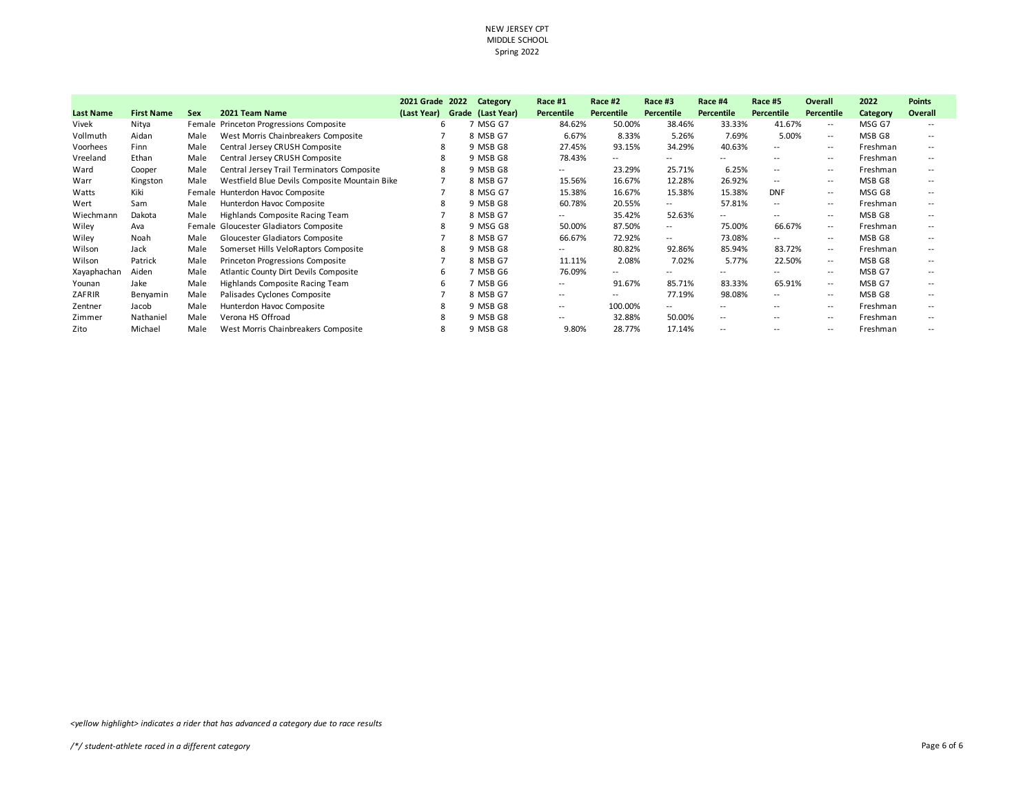NEW JERSEY CPT
MIDDLE SCHOOL
Spring 2022

| Last Name | First Name | Sex | 2021 Team Name | 2021 Grade (Last Year) | 2022 Grade | Category (Last Year) | Race #1 Percentile | Race #2 Percentile | Race #3 Percentile | Race #4 Percentile | Race #5 Percentile | Overall Percentile | 2022 Category | Points Overall |
|---|---|---|---|---|---|---|---|---|---|---|---|---|---|---|
| Vivek | Nitya | Female | Princeton Progressions Composite | 6 | 7 | MSG G7 | 84.62% | 50.00% | 38.46% | 33.33% | 41.67% | -- | MSG G7 | -- |
| Vollmuth | Aidan | Male | West Morris Chainbreakers Composite | 7 | 8 | MSB G7 | 6.67% | 8.33% | 5.26% | 7.69% | 5.00% | -- | MSB G8 | -- |
| Voorhees | Finn | Male | Central Jersey CRUSH Composite | 8 | 9 | MSB G8 | 27.45% | 93.15% | 34.29% | 40.63% | -- | -- | Freshman | -- |
| Vreeland | Ethan | Male | Central Jersey CRUSH Composite | 8 | 9 | MSB G8 | 78.43% | -- | -- | -- | -- | -- | Freshman | -- |
| Ward | Cooper | Male | Central Jersey Trail Terminators Composite | 8 | 9 | MSB G8 | -- | 23.29% | 25.71% | 6.25% | -- | -- | Freshman | -- |
| Warr | Kingston | Male | Westfield Blue Devils Composite Mountain Bike | 7 | 8 | MSB G7 | 15.56% | 16.67% | 12.28% | 26.92% | -- | -- | MSB G8 | -- |
| Watts | Kiki | Female | Hunterdon Havoc Composite | 7 | 8 | MSG G7 | 15.38% | 16.67% | 15.38% | 15.38% | DNF | -- | MSG G8 | -- |
| Wert | Sam | Male | Hunterdon Havoc Composite | 8 | 9 | MSB G8 | 60.78% | 20.55% | -- | 57.81% | -- | -- | Freshman | -- |
| Wiechmann | Dakota | Male | Highlands Composite Racing Team | 7 | 8 | MSB G7 | -- | 35.42% | 52.63% | -- | -- | -- | MSB G8 | -- |
| Wiley | Ava | Female | Gloucester Gladiators Composite | 8 | 9 | MSG G8 | 50.00% | 87.50% | -- | 75.00% | 66.67% | -- | Freshman | -- |
| Wiley | Noah | Male | Gloucester Gladiators Composite | 7 | 8 | MSB G7 | 66.67% | 72.92% | -- | 73.08% | -- | -- | MSB G8 | -- |
| Wilson | Jack | Male | Somerset Hills VeloRaptors Composite | 8 | 9 | MSB G8 | -- | 80.82% | 92.86% | 85.94% | 83.72% | -- | Freshman | -- |
| Wilson | Patrick | Male | Princeton Progressions Composite | 7 | 8 | MSB G7 | 11.11% | 2.08% | 7.02% | 5.77% | 22.50% | -- | MSB G8 | -- |
| Xayaphachan | Aiden | Male | Atlantic County Dirt Devils Composite | 6 | 7 | MSB G6 | 76.09% | -- | -- | -- | -- | -- | MSB G7 | -- |
| Younan | Jake | Male | Highlands Composite Racing Team | 6 | 7 | MSB G6 | -- | 91.67% | 85.71% | 83.33% | 65.91% | -- | MSB G7 | -- |
| ZAFRIR | Benyamin | Male | Palisades Cyclones Composite | 7 | 8 | MSB G7 | -- | -- | 77.19% | 98.08% | -- | -- | MSB G8 | -- |
| Zentner | Jacob | Male | Hunterdon Havoc Composite | 8 | 9 | MSB G8 | -- | 100.00% | -- | -- | -- | -- | Freshman | -- |
| Zimmer | Nathaniel | Male | Verona HS Offroad | 8 | 9 | MSB G8 | -- | 32.88% | 50.00% | -- | -- | -- | Freshman | -- |
| Zito | Michael | Male | West Morris Chainbreakers Composite | 8 | 9 | MSB G8 | 9.80% | 28.77% | 17.14% | -- | -- | -- | Freshman | -- |

*<yellow highlight> indicates a rider that has advanced a category due to race results*

*/*/ student-athlete raced in a different category*